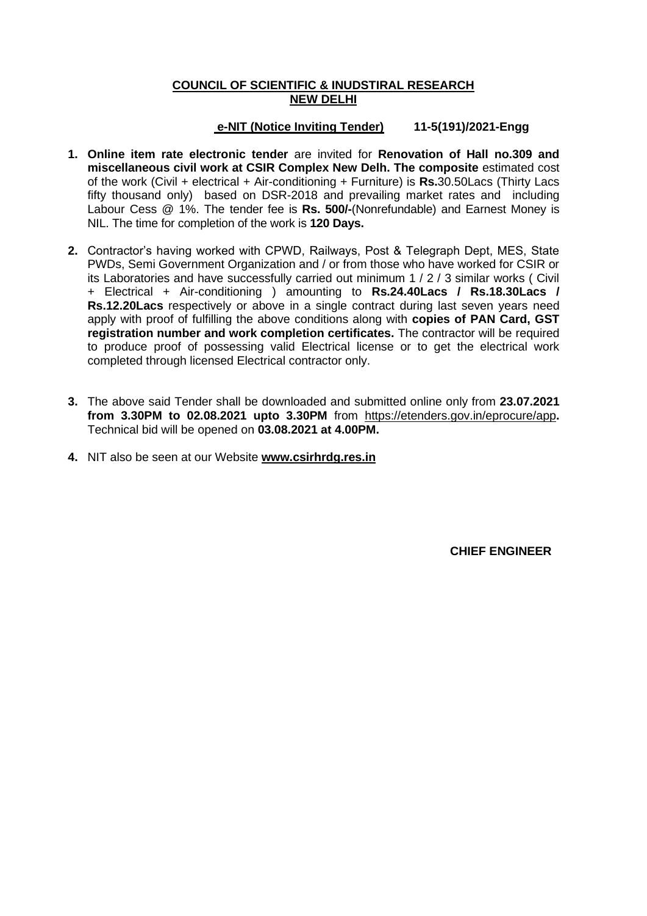**COUNCIL OF SCIENTIFIC & INUDSTIRAL RESEARCH**
**NEW DELHI**

**e-NIT (Notice Inviting Tender) 11-5(191)/2021-Engg**

1. **Online item rate electronic tender** are invited for **Renovation of Hall no.309 and miscellaneous civil work at CSIR Complex New Delh. The composite** estimated cost of the work (Civil + electrical + Air-conditioning + Furniture) is **Rs.**30.50Lacs (Thirty Lacs fifty thousand only) based on DSR-2018 and prevailing market rates and including Labour Cess @ 1%. The tender fee is **Rs. 500/-**(Nonrefundable) and Earnest Money is NIL. The time for completion of the work is **120 Days.**

2. Contractor's having worked with CPWD, Railways, Post & Telegraph Dept, MES, State PWDs, Semi Government Organization and / or from those who have worked for CSIR or its Laboratories and have successfully carried out minimum 1 / 2 / 3 similar works ( Civil + Electrical + Air-conditioning ) amounting to **Rs.24.40Lacs / Rs.18.30Lacs / Rs.12.20Lacs** respectively or above in a single contract during last seven years need apply with proof of fulfilling the above conditions along with **copies of PAN Card, GST registration number and work completion certificates.** The contractor will be required to produce proof of possessing valid Electrical license or to get the electrical work completed through licensed Electrical contractor only.

3. The above said Tender shall be downloaded and submitted online only from **23.07.2021 from 3.30PM to 02.08.2021 upto 3.30PM** from https://etenders.gov.in/eprocure/app**.** Technical bid will be opened on **03.08.2021 at 4.00PM.**

4. NIT also be seen at our Website **www.csirhrdg.res.in**

**CHIEF ENGINEER**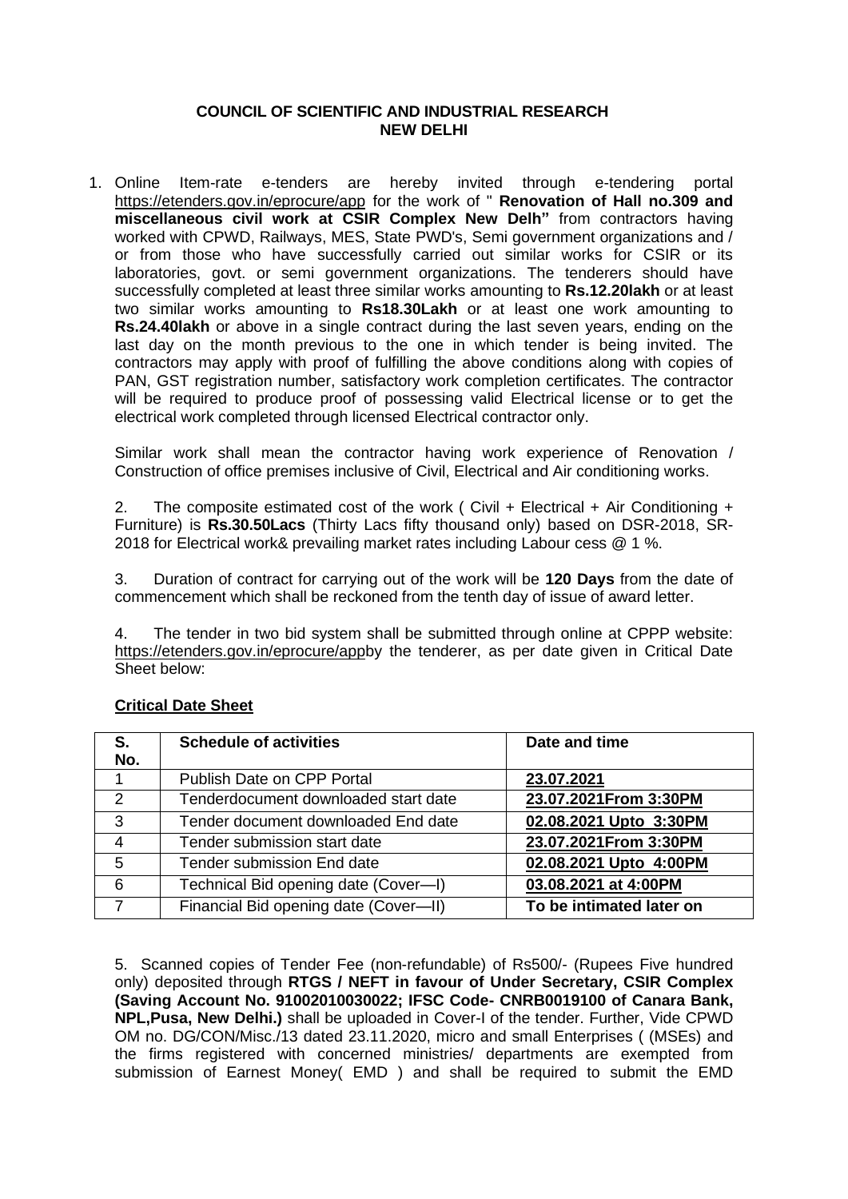**COUNCIL OF SCIENTIFIC AND INDUSTRIAL RESEARCH**
**NEW DELHI**

1. Online Item-rate e-tenders are hereby invited through e-tendering portal https://etenders.gov.in/eprocure/app for the work of " **Renovation of Hall no.309 and miscellaneous civil work at CSIR Complex New Delh"** from contractors having worked with CPWD, Railways, MES, State PWD's, Semi government organizations and / or from those who have successfully carried out similar works for CSIR or its laboratories, govt. or semi government organizations. The tenderers should have successfully completed at least three similar works amounting to **Rs.12.20lakh** or at least two similar works amounting to **Rs18.30Lakh** or at least one work amounting to **Rs.24.40lakh** or above in a single contract during the last seven years, ending on the last day on the month previous to the one in which tender is being invited. The contractors may apply with proof of fulfilling the above conditions along with copies of PAN, GST registration number, satisfactory work completion certificates. The contractor will be required to produce proof of possessing valid Electrical license or to get the electrical work completed through licensed Electrical contractor only.

   Similar work shall mean the contractor having work experience of Renovation / Construction of office premises inclusive of Civil, Electrical and Air conditioning works.

   2. The composite estimated cost of the work ( Civil + Electrical + Air Conditioning + Furniture) is **Rs.30.50Lacs** (Thirty Lacs fifty thousand only) based on DSR-2018, SR-2018 for Electrical work& prevailing market rates including Labour cess @ 1 %.

   3. Duration of contract for carrying out of the work will be **120 Days** from the date of commencement which shall be reckoned from the tenth day of issue of award letter.

   4. The tender in two bid system shall be submitted through online at CPPP website: https://etenders.gov.in/eprocure/appby the tenderer, as per date given in Critical Date Sheet below:

**Critical Date Sheet**

| S. No. | Schedule of activities | Date and time |
|---|---|---|
| 1 | Publish Date on CPP Portal | **23.07.2021** |
| 2 | Tenderdocument downloaded start date | **23.07.2021From 3:30PM** |
| 3 | Tender document downloaded End date | **02.08.2021 Upto 3:30PM** |
| 4 | Tender submission start date | **23.07.2021From 3:30PM** |
| 5 | Tender submission End date | **02.08.2021 Upto 4:00PM** |
| 6 | Technical Bid opening date (Cover—I) | **03.08.2021 at 4:00PM** |
| 7 | Financial Bid opening date (Cover—II) | **To be intimated later on** |

5. Scanned copies of Tender Fee (non-refundable) of Rs500/- (Rupees Five hundred only) deposited through **RTGS / NEFT in favour of Under Secretary, CSIR Complex (Saving Account No. 91002010030022; IFSC Code- CNRB0019100 of Canara Bank, NPL,Pusa, New Delhi.)** shall be uploaded in Cover-I of the tender. Further, Vide CPWD OM no. DG/CON/Misc./13 dated 23.11.2020, micro and small Enterprises ( (MSEs) and the firms registered with concerned ministries/ departments are exempted from submission of Earnest Money( EMD ) and shall be required to submit the EMD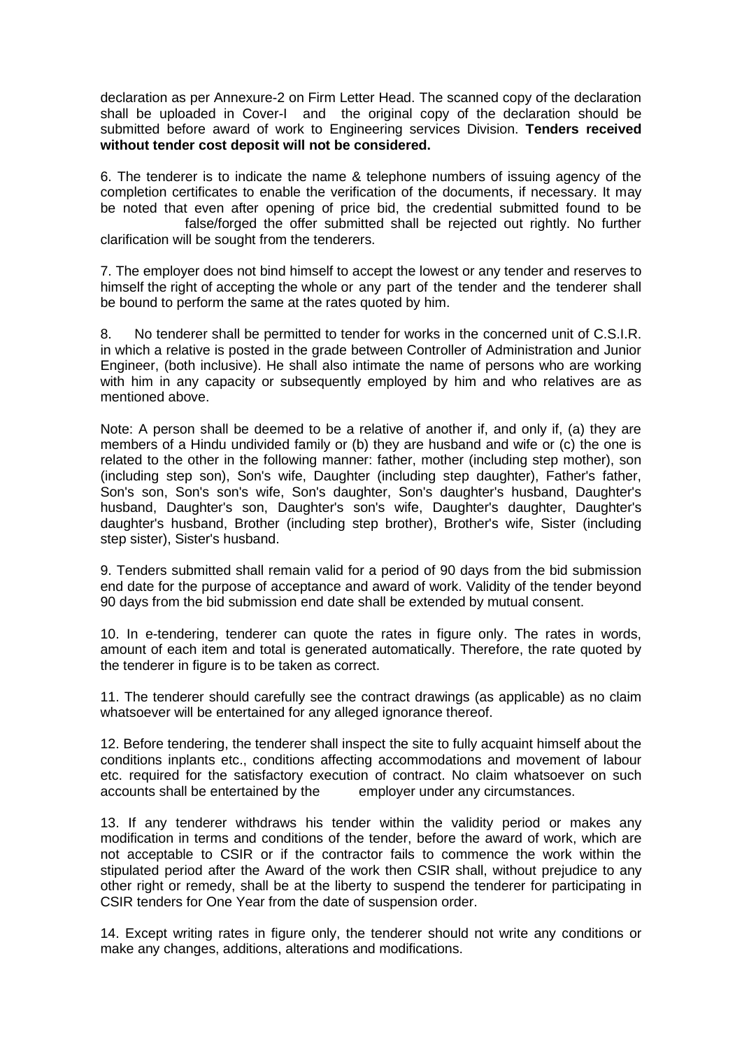declaration as per Annexure-2 on Firm Letter Head. The scanned copy of the declaration shall be uploaded in Cover-I and the original copy of the declaration should be submitted before award of work to Engineering services Division. **Tenders received without tender cost deposit will not be considered.**

6. The tenderer is to indicate the name & telephone numbers of issuing agency of the completion certificates to enable the verification of the documents, if necessary. It may be noted that even after opening of price bid, the credential submitted found to be false/forged the offer submitted shall be rejected out rightly. No further clarification will be sought from the tenderers.

7. The employer does not bind himself to accept the lowest or any tender and reserves to himself the right of accepting the whole or any part of the tender and the tenderer shall be bound to perform the same at the rates quoted by him.

8. No tenderer shall be permitted to tender for works in the concerned unit of C.S.I.R. in which a relative is posted in the grade between Controller of Administration and Junior Engineer, (both inclusive). He shall also intimate the name of persons who are working with him in any capacity or subsequently employed by him and who relatives are as mentioned above.

Note: A person shall be deemed to be a relative of another if, and only if, (a) they are members of a Hindu undivided family or (b) they are husband and wife or (c) the one is related to the other in the following manner: father, mother (including step mother), son (including step son), Son's wife, Daughter (including step daughter), Father's father, Son's son, Son's son's wife, Son's daughter, Son's daughter's husband, Daughter's husband, Daughter's son, Daughter's son's wife, Daughter's daughter, Daughter's daughter's husband, Brother (including step brother), Brother's wife, Sister (including step sister), Sister's husband.

9. Tenders submitted shall remain valid for a period of 90 days from the bid submission end date for the purpose of acceptance and award of work. Validity of the tender beyond 90 days from the bid submission end date shall be extended by mutual consent.

10. In e-tendering, tenderer can quote the rates in figure only. The rates in words, amount of each item and total is generated automatically. Therefore, the rate quoted by the tenderer in figure is to be taken as correct.

11. The tenderer should carefully see the contract drawings (as applicable) as no claim whatsoever will be entertained for any alleged ignorance thereof.

12. Before tendering, the tenderer shall inspect the site to fully acquaint himself about the conditions inplants etc., conditions affecting accommodations and movement of labour etc. required for the satisfactory execution of contract. No claim whatsoever on such accounts shall be entertained by the employer under any circumstances.

13. If any tenderer withdraws his tender within the validity period or makes any modification in terms and conditions of the tender, before the award of work, which are not acceptable to CSIR or if the contractor fails to commence the work within the stipulated period after the Award of the work then CSIR shall, without prejudice to any other right or remedy, shall be at the liberty to suspend the tenderer for participating in CSIR tenders for One Year from the date of suspension order.

14. Except writing rates in figure only, the tenderer should not write any conditions or make any changes, additions, alterations and modifications.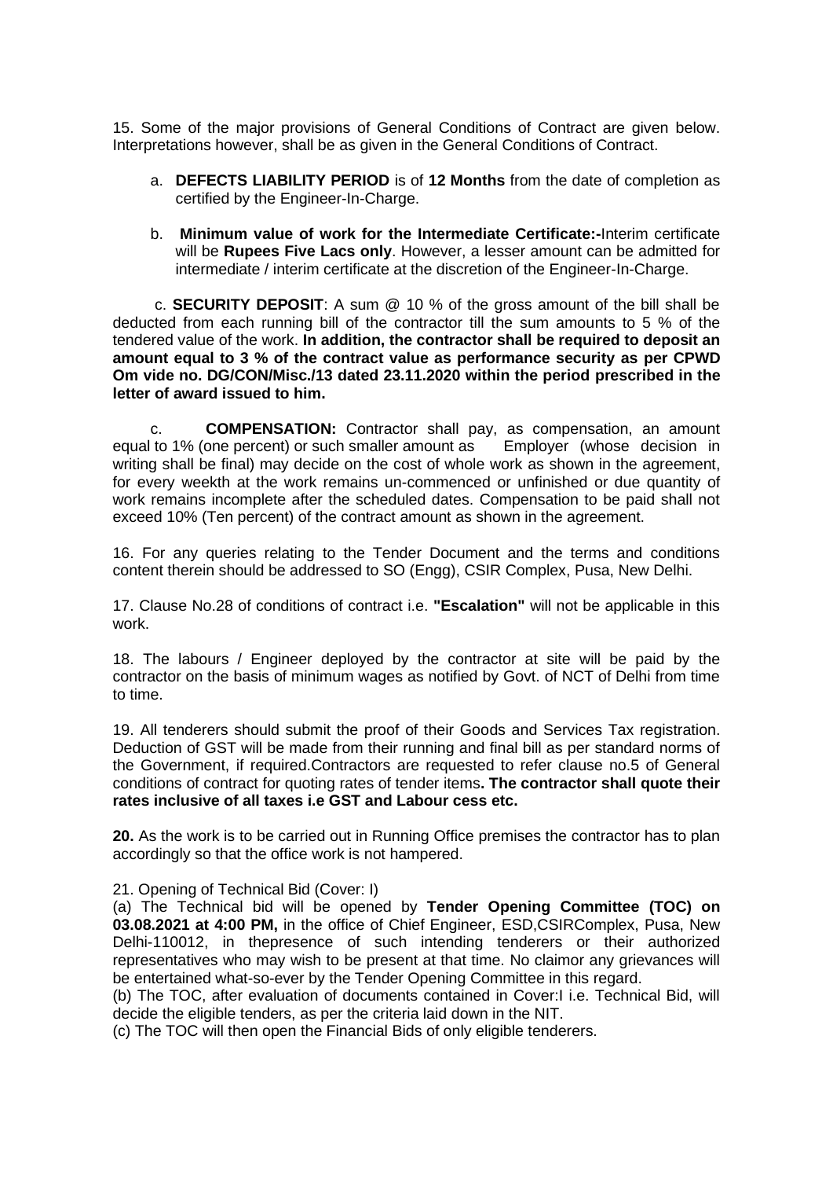15. Some of the major provisions of General Conditions of Contract are given below. Interpretations however, shall be as given in the General Conditions of Contract.

a. **DEFECTS LIABILITY PERIOD** is of **12 Months** from the date of completion as certified by the Engineer-In-Charge.

b. **Minimum value of work for the Intermediate Certificate:-**Interim certificate will be **Rupees Five Lacs only**. However, a lesser amount can be admitted for intermediate / interim certificate at the discretion of the Engineer-In-Charge.

c. **SECURITY DEPOSIT**: A sum @ 10 % of the gross amount of the bill shall be deducted from each running bill of the contractor till the sum amounts to 5 % of the tendered value of the work. **In addition, the contractor shall be required to deposit an amount equal to 3 % of the contract value as performance security as per CPWD Om vide no. DG/CON/Misc./13 dated 23.11.2020 within the period prescribed in the letter of award issued to him.**

c. **COMPENSATION:** Contractor shall pay, as compensation, an amount equal to 1% (one percent) or such smaller amount as Employer (whose decision in writing shall be final) may decide on the cost of whole work as shown in the agreement, for every weekth at the work remains un-commenced or unfinished or due quantity of work remains incomplete after the scheduled dates. Compensation to be paid shall not exceed 10% (Ten percent) of the contract amount as shown in the agreement.

16. For any queries relating to the Tender Document and the terms and conditions content therein should be addressed to SO (Engg), CSIR Complex, Pusa, New Delhi.

17. Clause No.28 of conditions of contract i.e. **"Escalation"** will not be applicable in this work.

18. The labours / Engineer deployed by the contractor at site will be paid by the contractor on the basis of minimum wages as notified by Govt. of NCT of Delhi from time to time.

19. All tenderers should submit the proof of their Goods and Services Tax registration. Deduction of GST will be made from their running and final bill as per standard norms of the Government, if required.Contractors are requested to refer clause no.5 of General conditions of contract for quoting rates of tender items**. The contractor shall quote their rates inclusive of all taxes i.e GST and Labour cess etc.**

**20.** As the work is to be carried out in Running Office premises the contractor has to plan accordingly so that the office work is not hampered.

21. Opening of Technical Bid (Cover: I)

(a) The Technical bid will be opened by **Tender Opening Committee (TOC) on 03.08.2021 at 4:00 PM,** in the office of Chief Engineer, ESD,CSIRComplex, Pusa, New Delhi-110012, in thepresence of such intending tenderers or their authorized representatives who may wish to be present at that time. No claimor any grievances will be entertained what-so-ever by the Tender Opening Committee in this regard.

(b) The TOC, after evaluation of documents contained in Cover:I i.e. Technical Bid, will decide the eligible tenders, as per the criteria laid down in the NIT.

(c) The TOC will then open the Financial Bids of only eligible tenderers.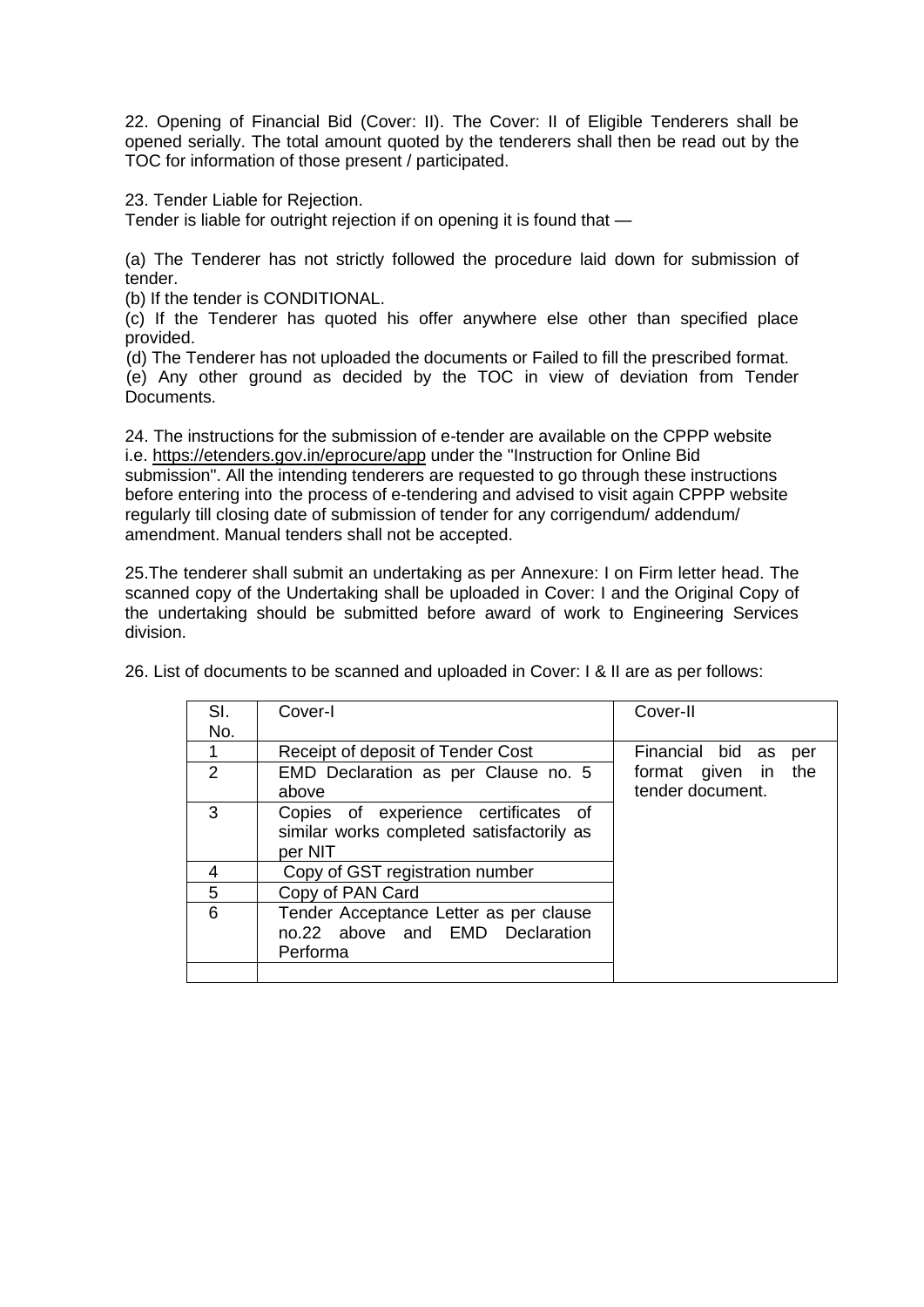22. Opening of Financial Bid (Cover: II). The Cover: II of Eligible Tenderers shall be opened serially. The total amount quoted by the tenderers shall then be read out by the TOC for information of those present / participated.

23. Tender Liable for Rejection.
Tender is liable for outright rejection if on opening it is found that —

(a) The Tenderer has not strictly followed the procedure laid down for submission of tender.
(b) If the tender is CONDITIONAL.
(c) If the Tenderer has quoted his offer anywhere else other than specified place provided.
(d) The Tenderer has not uploaded the documents or Failed to fill the prescribed format.
(e) Any other ground as decided by the TOC in view of deviation from Tender Documents.

24. The instructions for the submission of e-tender are available on the CPPP website i.e. https://etenders.gov.in/eprocure/app under the "Instruction for Online Bid submission". All the intending tenderers are requested to go through these instructions before entering into the process of e-tendering and advised to visit again CPPP website regularly till closing date of submission of tender for any corrigendum/ addendum/ amendment. Manual tenders shall not be accepted.

25.The tenderer shall submit an undertaking as per Annexure: I on Firm letter head. The scanned copy of the Undertaking shall be uploaded in Cover: I and the Original Copy of the undertaking should be submitted before award of work to Engineering Services division.

26. List of documents to be scanned and uploaded in Cover: I & II are as per follows:

| Sl. No. | Cover-I | Cover-II |
|---|---|---|
| 1 | Receipt of deposit of Tender Cost | Financial bid as per format given in the tender document. |
| 2 | EMD Declaration as per Clause no. 5 above | |
| 3 | Copies of experience certificates of similar works completed satisfactorily as per NIT | |
| 4 | Copy of GST registration number | |
| 5 | Copy of PAN Card | |
| 6 | Tender Acceptance Letter as per clause no.22 above and EMD Declaration Performa | |
| | | |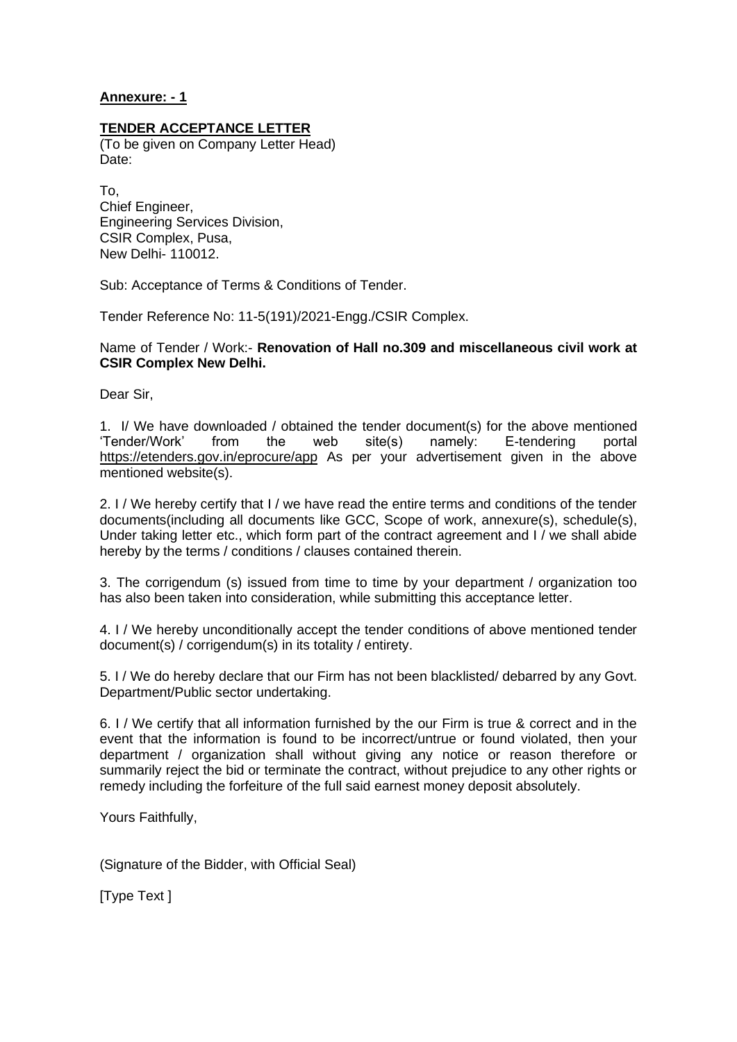**Annexure: - 1**

**TENDER ACCEPTANCE LETTER**

(To be given on Company Letter Head)
Date:

To,
Chief Engineer,
Engineering Services Division,
CSIR Complex, Pusa,
New Delhi- 110012.

Sub: Acceptance of Terms & Conditions of Tender.

Tender Reference No: 11-5(191)/2021-Engg./CSIR Complex.

Name of Tender / Work:- **Renovation of Hall no.309 and miscellaneous civil work at CSIR Complex New Delhi.**

Dear Sir,

1. I/ We have downloaded / obtained the tender document(s) for the above mentioned 'Tender/Work' from the web site(s) namely: E-tendering portal https://etenders.gov.in/eprocure/app As per your advertisement given in the above mentioned website(s).

2. I / We hereby certify that I / we have read the entire terms and conditions of the tender documents(including all documents like GCC, Scope of work, annexure(s), schedule(s), Under taking letter etc., which form part of the contract agreement and I / we shall abide hereby by the terms / conditions / clauses contained therein.

3. The corrigendum (s) issued from time to time by your department / organization too has also been taken into consideration, while submitting this acceptance letter.

4. I / We hereby unconditionally accept the tender conditions of above mentioned tender document(s) / corrigendum(s) in its totality / entirety.

5. I / We do hereby declare that our Firm has not been blacklisted/ debarred by any Govt. Department/Public sector undertaking.

6. I / We certify that all information furnished by the our Firm is true & correct and in the event that the information is found to be incorrect/untrue or found violated, then your department / organization shall without giving any notice or reason therefore or summarily reject the bid or terminate the contract, without prejudice to any other rights or remedy including the forfeiture of the full said earnest money deposit absolutely.

Yours Faithfully,

(Signature of the Bidder, with Official Seal)

[Type Text ]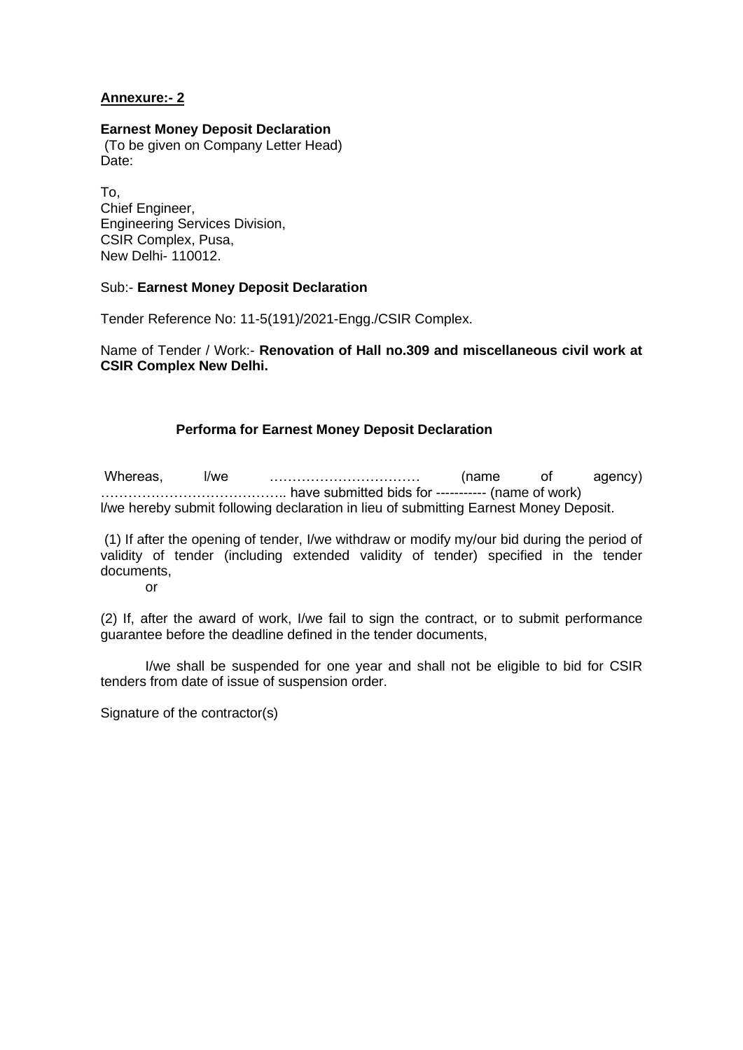**<u>Annexure:- 2</u>**

**Earnest Money Deposit Declaration**
(To be given on Company Letter Head)
Date:

To,
Chief Engineer,
Engineering Services Division,
CSIR Complex, Pusa,
New Delhi- 110012.

Sub:- **Earnest Money Deposit Declaration**

Tender Reference No: 11-5(191)/2021-Engg./CSIR Complex.

Name of Tender / Work:- **Renovation of Hall no.309 and miscellaneous civil work at CSIR Complex New Delhi.**

**Performa for Earnest Money Deposit Declaration**

Whereas, I/we …………………………… (name of agency) ………………………………….. have submitted bids for ----------- (name of work) I/we hereby submit following declaration in lieu of submitting Earnest Money Deposit.

(1) If after the opening of tender, I/we withdraw or modify my/our bid during the period of validity of tender (including extended validity of tender) specified in the tender documents,

or

(2) If, after the award of work, I/we fail to sign the contract, or to submit performance guarantee before the deadline defined in the tender documents,

I/we shall be suspended for one year and shall not be eligible to bid for CSIR tenders from date of issue of suspension order.

Signature of the contractor(s)